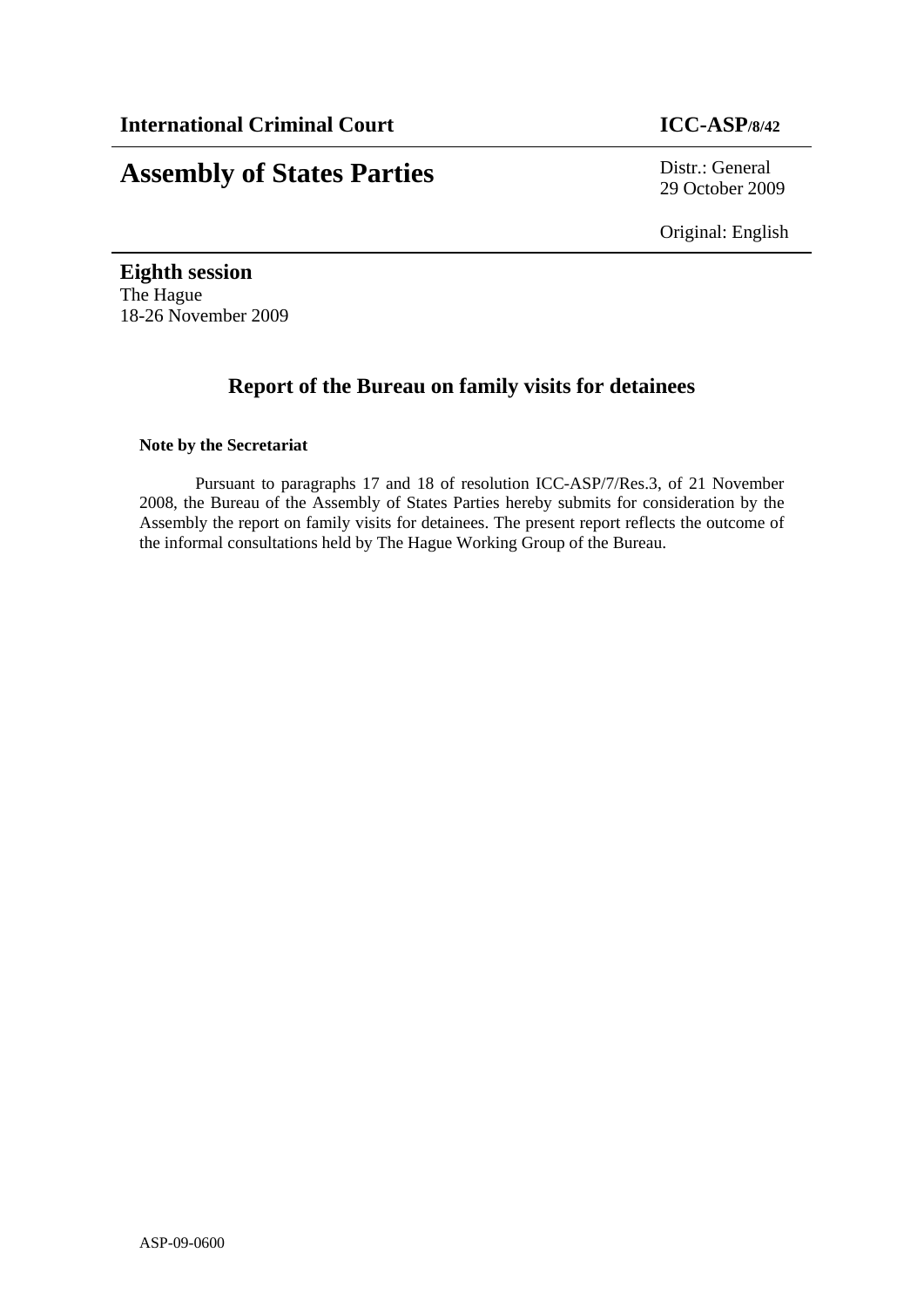**International Criminal Court** **ICC-ASP/8/42**

# Assembly of States Parties

Distr.: General
29 October 2009

Original: English

**Eighth session**
The Hague
18-26 November 2009

## Report of the Bureau on family visits for detainees

**Note by the Secretariat**

Pursuant to paragraphs 17 and 18 of resolution ICC-ASP/7/Res.3, of 21 November 2008, the Bureau of the Assembly of States Parties hereby submits for consideration by the Assembly the report on family visits for detainees. The present report reflects the outcome of the informal consultations held by The Hague Working Group of the Bureau.

ASP-09-0600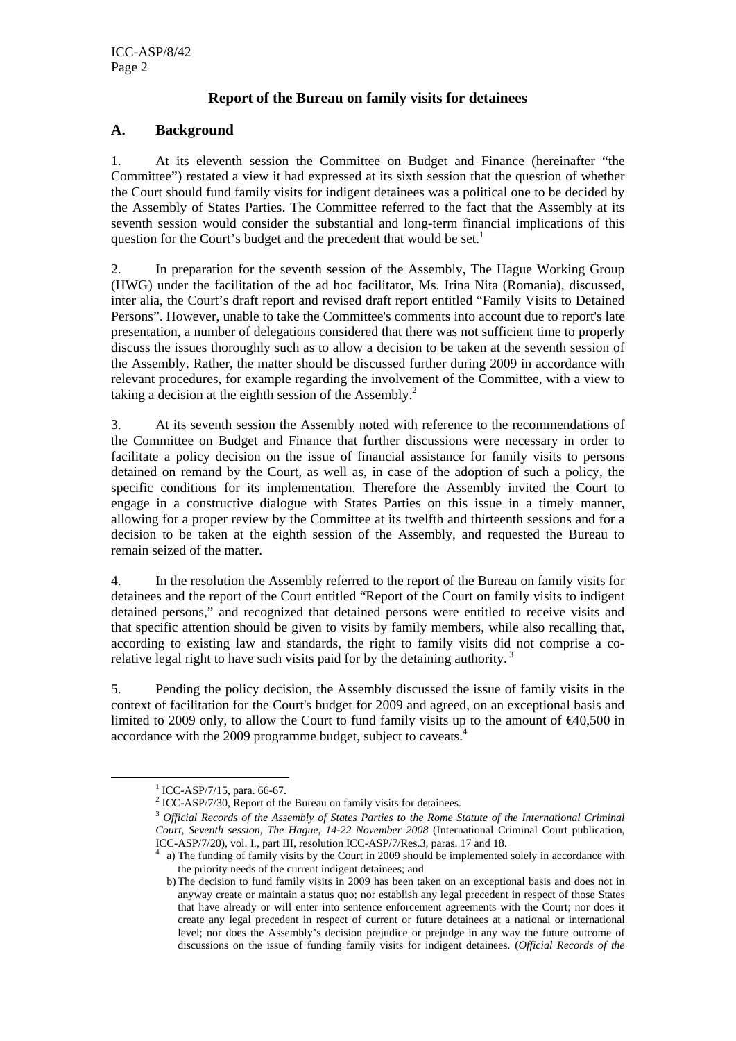## Report of the Bureau on family visits for detainees

### A. Background

1. At its eleventh session the Committee on Budget and Finance (hereinafter "the Committee") restated a view it had expressed at its sixth session that the question of whether the Court should fund family visits for indigent detainees was a political one to be decided by the Assembly of States Parties. The Committee referred to the fact that the Assembly at its seventh session would consider the substantial and long-term financial implications of this question for the Court's budget and the precedent that would be set.[1]

2. In preparation for the seventh session of the Assembly, The Hague Working Group (HWG) under the facilitation of the ad hoc facilitator, Ms. Irina Nita (Romania), discussed, inter alia, the Court's draft report and revised draft report entitled "Family Visits to Detained Persons". However, unable to take the Committee's comments into account due to report's late presentation, a number of delegations considered that there was not sufficient time to properly discuss the issues thoroughly such as to allow a decision to be taken at the seventh session of the Assembly. Rather, the matter should be discussed further during 2009 in accordance with relevant procedures, for example regarding the involvement of the Committee, with a view to taking a decision at the eighth session of the Assembly.[2]

3. At its seventh session the Assembly noted with reference to the recommendations of the Committee on Budget and Finance that further discussions were necessary in order to facilitate a policy decision on the issue of financial assistance for family visits to persons detained on remand by the Court, as well as, in case of the adoption of such a policy, the specific conditions for its implementation. Therefore the Assembly invited the Court to engage in a constructive dialogue with States Parties on this issue in a timely manner, allowing for a proper review by the Committee at its twelfth and thirteenth sessions and for a decision to be taken at the eighth session of the Assembly, and requested the Bureau to remain seized of the matter.

4. In the resolution the Assembly referred to the report of the Bureau on family visits for detainees and the report of the Court entitled "Report of the Court on family visits to indigent detained persons," and recognized that detained persons were entitled to receive visits and that specific attention should be given to visits by family members, while also recalling that, according to existing law and standards, the right to family visits did not comprise a co-relative legal right to have such visits paid for by the detaining authority.[3]

5. Pending the policy decision, the Assembly discussed the issue of family visits in the context of facilitation for the Court's budget for 2009 and agreed, on an exceptional basis and limited to 2009 only, to allow the Court to fund family visits up to the amount of €40,500 in accordance with the 2009 programme budget, subject to caveats.[4]

---

[1] ICC-ASP/7/15, para. 66-67.

[2] ICC-ASP/7/30, Report of the Bureau on family visits for detainees.

[3] *Official Records of the Assembly of States Parties to the Rome Statute of the International Criminal Court, Seventh session, The Hague, 14-22 November 2008* (International Criminal Court publication, ICC-ASP/7/20), vol. I., part III, resolution ICC-ASP/7/Res.3, paras. 17 and 18.

[4] a) The funding of family visits by the Court in 2009 should be implemented solely in accordance with the priority needs of the current indigent detainees; and

b) The decision to fund family visits in 2009 has been taken on an exceptional basis and does not in anyway create or maintain a status quo; nor establish any legal precedent in respect of those States that have already or will enter into sentence enforcement agreements with the Court; nor does it create any legal precedent in respect of current or future detainees at a national or international level; nor does the Assembly's decision prejudice or prejudge in any way the future outcome of discussions on the issue of funding family visits for indigent detainees. (*Official Records of the*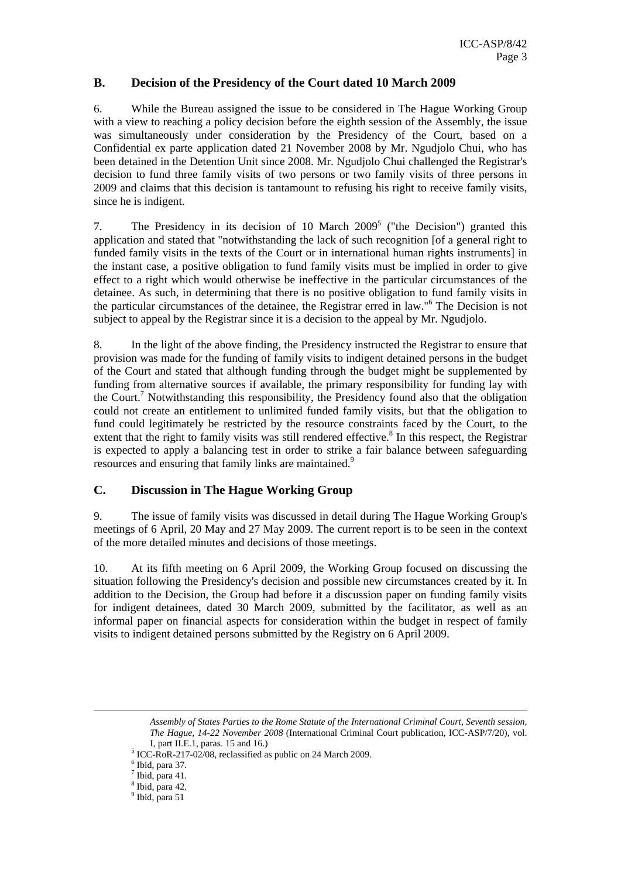## B. Decision of the Presidency of the Court dated 10 March 2009

6. While the Bureau assigned the issue to be considered in The Hague Working Group with a view to reaching a policy decision before the eighth session of the Assembly, the issue was simultaneously under consideration by the Presidency of the Court, based on a Confidential ex parte application dated 21 November 2008 by Mr. Ngudjolo Chui, who has been detained in the Detention Unit since 2008. Mr. Ngudjolo Chui challenged the Registrar's decision to fund three family visits of two persons or two family visits of three persons in 2009 and claims that this decision is tantamount to refusing his right to receive family visits, since he is indigent.

7. The Presidency in its decision of 10 March 2009[5] ("the Decision") granted this application and stated that "notwithstanding the lack of such recognition [of a general right to funded family visits in the texts of the Court or in international human rights instruments] in the instant case, a positive obligation to fund family visits must be implied in order to give effect to a right which would otherwise be ineffective in the particular circumstances of the detainee. As such, in determining that there is no positive obligation to fund family visits in the particular circumstances of the detainee, the Registrar erred in law."[6] The Decision is not subject to appeal by the Registrar since it is a decision to the appeal by Mr. Ngudjolo.

8. In the light of the above finding, the Presidency instructed the Registrar to ensure that provision was made for the funding of family visits to indigent detained persons in the budget of the Court and stated that although funding through the budget might be supplemented by funding from alternative sources if available, the primary responsibility for funding lay with the Court.[7] Notwithstanding this responsibility, the Presidency found also that the obligation could not create an entitlement to unlimited funded family visits, but that the obligation to fund could legitimately be restricted by the resource constraints faced by the Court, to the extent that the right to family visits was still rendered effective.[8] In this respect, the Registrar is expected to apply a balancing test in order to strike a fair balance between safeguarding resources and ensuring that family links are maintained.[9]

## C. Discussion in The Hague Working Group

9. The issue of family visits was discussed in detail during The Hague Working Group's meetings of 6 April, 20 May and 27 May 2009. The current report is to be seen in the context of the more detailed minutes and decisions of those meetings.

10. At its fifth meeting on 6 April 2009, the Working Group focused on discussing the situation following the Presidency's decision and possible new circumstances created by it. In addition to the Decision, the Group had before it a discussion paper on funding family visits for indigent detainees, dated 30 March 2009, submitted by the facilitator, as well as an informal paper on financial aspects for consideration within the budget in respect of family visits to indigent detained persons submitted by the Registry on 6 April 2009.

---

*Assembly of States Parties to the Rome Statute of the International Criminal Court, Seventh session, The Hague, 14-22 November 2008* (International Criminal Court publication, ICC-ASP/7/20), vol. I, part II.E.1, paras. 15 and 16.)

[5] ICC-RoR-217-02/08, reclassified as public on 24 March 2009.

[6] Ibid, para 37.

[7] Ibid, para 41.

[8] Ibid, para 42.

[9] Ibid, para 51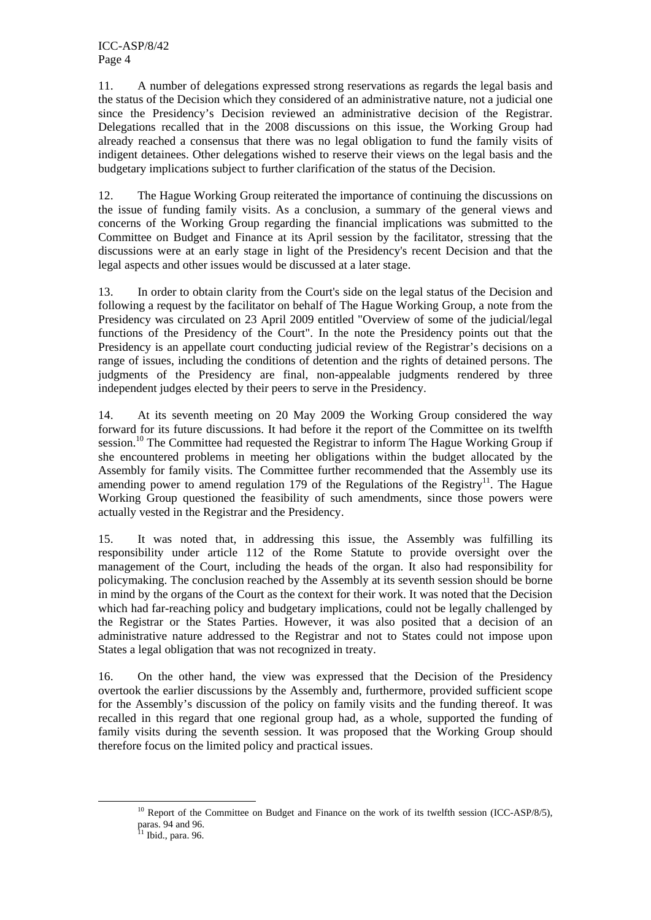11. A number of delegations expressed strong reservations as regards the legal basis and the status of the Decision which they considered of an administrative nature, not a judicial one since the Presidency's Decision reviewed an administrative decision of the Registrar. Delegations recalled that in the 2008 discussions on this issue, the Working Group had already reached a consensus that there was no legal obligation to fund the family visits of indigent detainees. Other delegations wished to reserve their views on the legal basis and the budgetary implications subject to further clarification of the status of the Decision.

12. The Hague Working Group reiterated the importance of continuing the discussions on the issue of funding family visits. As a conclusion, a summary of the general views and concerns of the Working Group regarding the financial implications was submitted to the Committee on Budget and Finance at its April session by the facilitator, stressing that the discussions were at an early stage in light of the Presidency's recent Decision and that the legal aspects and other issues would be discussed at a later stage.

13. In order to obtain clarity from the Court's side on the legal status of the Decision and following a request by the facilitator on behalf of The Hague Working Group, a note from the Presidency was circulated on 23 April 2009 entitled "Overview of some of the judicial/legal functions of the Presidency of the Court". In the note the Presidency points out that the Presidency is an appellate court conducting judicial review of the Registrar's decisions on a range of issues, including the conditions of detention and the rights of detained persons. The judgments of the Presidency are final, non-appealable judgments rendered by three independent judges elected by their peers to serve in the Presidency.

14. At its seventh meeting on 20 May 2009 the Working Group considered the way forward for its future discussions. It had before it the report of the Committee on its twelfth session.[10] The Committee had requested the Registrar to inform The Hague Working Group if she encountered problems in meeting her obligations within the budget allocated by the Assembly for family visits. The Committee further recommended that the Assembly use its amending power to amend regulation 179 of the Regulations of the Registry[11]. The Hague Working Group questioned the feasibility of such amendments, since those powers were actually vested in the Registrar and the Presidency.

15. It was noted that, in addressing this issue, the Assembly was fulfilling its responsibility under article 112 of the Rome Statute to provide oversight over the management of the Court, including the heads of the organ. It also had responsibility for policymaking. The conclusion reached by the Assembly at its seventh session should be borne in mind by the organs of the Court as the context for their work. It was noted that the Decision which had far-reaching policy and budgetary implications, could not be legally challenged by the Registrar or the States Parties. However, it was also posited that a decision of an administrative nature addressed to the Registrar and not to States could not impose upon States a legal obligation that was not recognized in treaty.

16. On the other hand, the view was expressed that the Decision of the Presidency overtook the earlier discussions by the Assembly and, furthermore, provided sufficient scope for the Assembly's discussion of the policy on family visits and the funding thereof. It was recalled in this regard that one regional group had, as a whole, supported the funding of family visits during the seventh session. It was proposed that the Working Group should therefore focus on the limited policy and practical issues.

[10] Report of the Committee on Budget and Finance on the work of its twelfth session (ICC-ASP/8/5), paras. 94 and 96.

[11] Ibid., para. 96.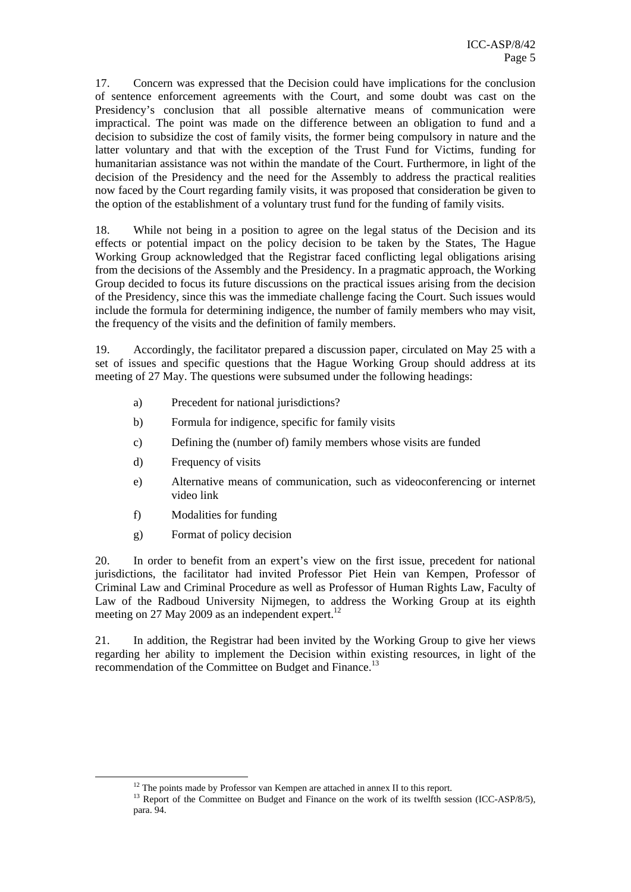17. Concern was expressed that the Decision could have implications for the conclusion of sentence enforcement agreements with the Court, and some doubt was cast on the Presidency's conclusion that all possible alternative means of communication were impractical. The point was made on the difference between an obligation to fund and a decision to subsidize the cost of family visits, the former being compulsory in nature and the latter voluntary and that with the exception of the Trust Fund for Victims, funding for humanitarian assistance was not within the mandate of the Court. Furthermore, in light of the decision of the Presidency and the need for the Assembly to address the practical realities now faced by the Court regarding family visits, it was proposed that consideration be given to the option of the establishment of a voluntary trust fund for the funding of family visits.

18. While not being in a position to agree on the legal status of the Decision and its effects or potential impact on the policy decision to be taken by the States, The Hague Working Group acknowledged that the Registrar faced conflicting legal obligations arising from the decisions of the Assembly and the Presidency. In a pragmatic approach, the Working Group decided to focus its future discussions on the practical issues arising from the decision of the Presidency, since this was the immediate challenge facing the Court. Such issues would include the formula for determining indigence, the number of family members who may visit, the frequency of the visits and the definition of family members.

19. Accordingly, the facilitator prepared a discussion paper, circulated on May 25 with a set of issues and specific questions that the Hague Working Group should address at its meeting of 27 May. The questions were subsumed under the following headings:

a) Precedent for national jurisdictions?

b) Formula for indigence, specific for family visits

c) Defining the (number of) family members whose visits are funded

d) Frequency of visits

e) Alternative means of communication, such as videoconferencing or internet video link

f) Modalities for funding

g) Format of policy decision

20. In order to benefit from an expert's view on the first issue, precedent for national jurisdictions, the facilitator had invited Professor Piet Hein van Kempen, Professor of Criminal Law and Criminal Procedure as well as Professor of Human Rights Law, Faculty of Law of the Radboud University Nijmegen, to address the Working Group at its eighth meeting on 27 May 2009 as an independent expert.[12]

21. In addition, the Registrar had been invited by the Working Group to give her views regarding her ability to implement the Decision within existing resources, in light of the recommendation of the Committee on Budget and Finance.[13]

---

[12] The points made by Professor van Kempen are attached in annex II to this report.

[13] Report of the Committee on Budget and Finance on the work of its twelfth session (ICC-ASP/8/5), para. 94.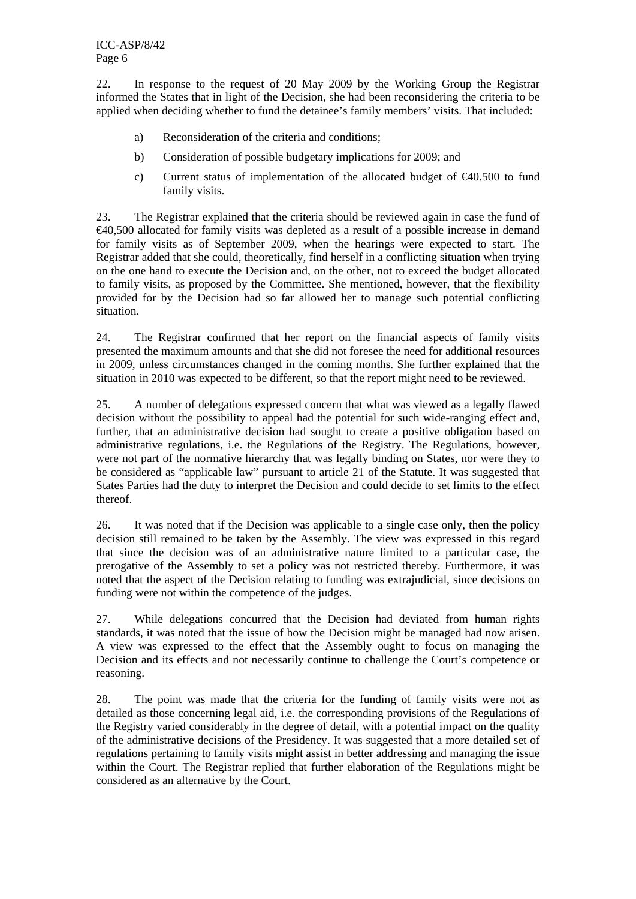22. In response to the request of 20 May 2009 by the Working Group the Registrar informed the States that in light of the Decision, she had been reconsidering the criteria to be applied when deciding whether to fund the detainee's family members' visits. That included:

a) Reconsideration of the criteria and conditions;

b) Consideration of possible budgetary implications for 2009; and

c) Current status of implementation of the allocated budget of €40.500 to fund family visits.

23. The Registrar explained that the criteria should be reviewed again in case the fund of €40,500 allocated for family visits was depleted as a result of a possible increase in demand for family visits as of September 2009, when the hearings were expected to start. The Registrar added that she could, theoretically, find herself in a conflicting situation when trying on the one hand to execute the Decision and, on the other, not to exceed the budget allocated to family visits, as proposed by the Committee. She mentioned, however, that the flexibility provided for by the Decision had so far allowed her to manage such potential conflicting situation.

24. The Registrar confirmed that her report on the financial aspects of family visits presented the maximum amounts and that she did not foresee the need for additional resources in 2009, unless circumstances changed in the coming months. She further explained that the situation in 2010 was expected to be different, so that the report might need to be reviewed.

25. A number of delegations expressed concern that what was viewed as a legally flawed decision without the possibility to appeal had the potential for such wide-ranging effect and, further, that an administrative decision had sought to create a positive obligation based on administrative regulations, i.e. the Regulations of the Registry. The Regulations, however, were not part of the normative hierarchy that was legally binding on States, nor were they to be considered as "applicable law" pursuant to article 21 of the Statute. It was suggested that States Parties had the duty to interpret the Decision and could decide to set limits to the effect thereof.

26. It was noted that if the Decision was applicable to a single case only, then the policy decision still remained to be taken by the Assembly. The view was expressed in this regard that since the decision was of an administrative nature limited to a particular case, the prerogative of the Assembly to set a policy was not restricted thereby. Furthermore, it was noted that the aspect of the Decision relating to funding was extrajudicial, since decisions on funding were not within the competence of the judges.

27. While delegations concurred that the Decision had deviated from human rights standards, it was noted that the issue of how the Decision might be managed had now arisen. A view was expressed to the effect that the Assembly ought to focus on managing the Decision and its effects and not necessarily continue to challenge the Court's competence or reasoning.

28. The point was made that the criteria for the funding of family visits were not as detailed as those concerning legal aid, i.e. the corresponding provisions of the Regulations of the Registry varied considerably in the degree of detail, with a potential impact on the quality of the administrative decisions of the Presidency. It was suggested that a more detailed set of regulations pertaining to family visits might assist in better addressing and managing the issue within the Court. The Registrar replied that further elaboration of the Regulations might be considered as an alternative by the Court.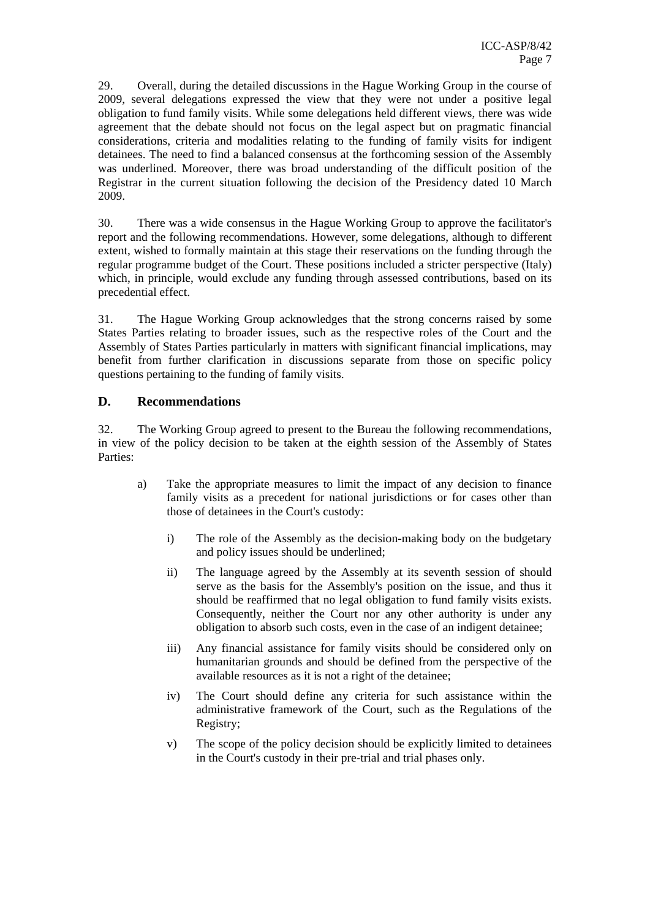29. Overall, during the detailed discussions in the Hague Working Group in the course of 2009, several delegations expressed the view that they were not under a positive legal obligation to fund family visits. While some delegations held different views, there was wide agreement that the debate should not focus on the legal aspect but on pragmatic financial considerations, criteria and modalities relating to the funding of family visits for indigent detainees. The need to find a balanced consensus at the forthcoming session of the Assembly was underlined. Moreover, there was broad understanding of the difficult position of the Registrar in the current situation following the decision of the Presidency dated 10 March 2009.

30. There was a wide consensus in the Hague Working Group to approve the facilitator's report and the following recommendations. However, some delegations, although to different extent, wished to formally maintain at this stage their reservations on the funding through the regular programme budget of the Court. These positions included a stricter perspective (Italy) which, in principle, would exclude any funding through assessed contributions, based on its precedential effect.

31. The Hague Working Group acknowledges that the strong concerns raised by some States Parties relating to broader issues, such as the respective roles of the Court and the Assembly of States Parties particularly in matters with significant financial implications, may benefit from further clarification in discussions separate from those on specific policy questions pertaining to the funding of family visits.

## D. Recommendations

32. The Working Group agreed to present to the Bureau the following recommendations, in view of the policy decision to be taken at the eighth session of the Assembly of States Parties:

a) Take the appropriate measures to limit the impact of any decision to finance family visits as a precedent for national jurisdictions or for cases other than those of detainees in the Court's custody:

   i) The role of the Assembly as the decision-making body on the budgetary and policy issues should be underlined;

   ii) The language agreed by the Assembly at its seventh session of should serve as the basis for the Assembly's position on the issue, and thus it should be reaffirmed that no legal obligation to fund family visits exists. Consequently, neither the Court nor any other authority is under any obligation to absorb such costs, even in the case of an indigent detainee;

   iii) Any financial assistance for family visits should be considered only on humanitarian grounds and should be defined from the perspective of the available resources as it is not a right of the detainee;

   iv) The Court should define any criteria for such assistance within the administrative framework of the Court, such as the Regulations of the Registry;

   v) The scope of the policy decision should be explicitly limited to detainees in the Court's custody in their pre-trial and trial phases only.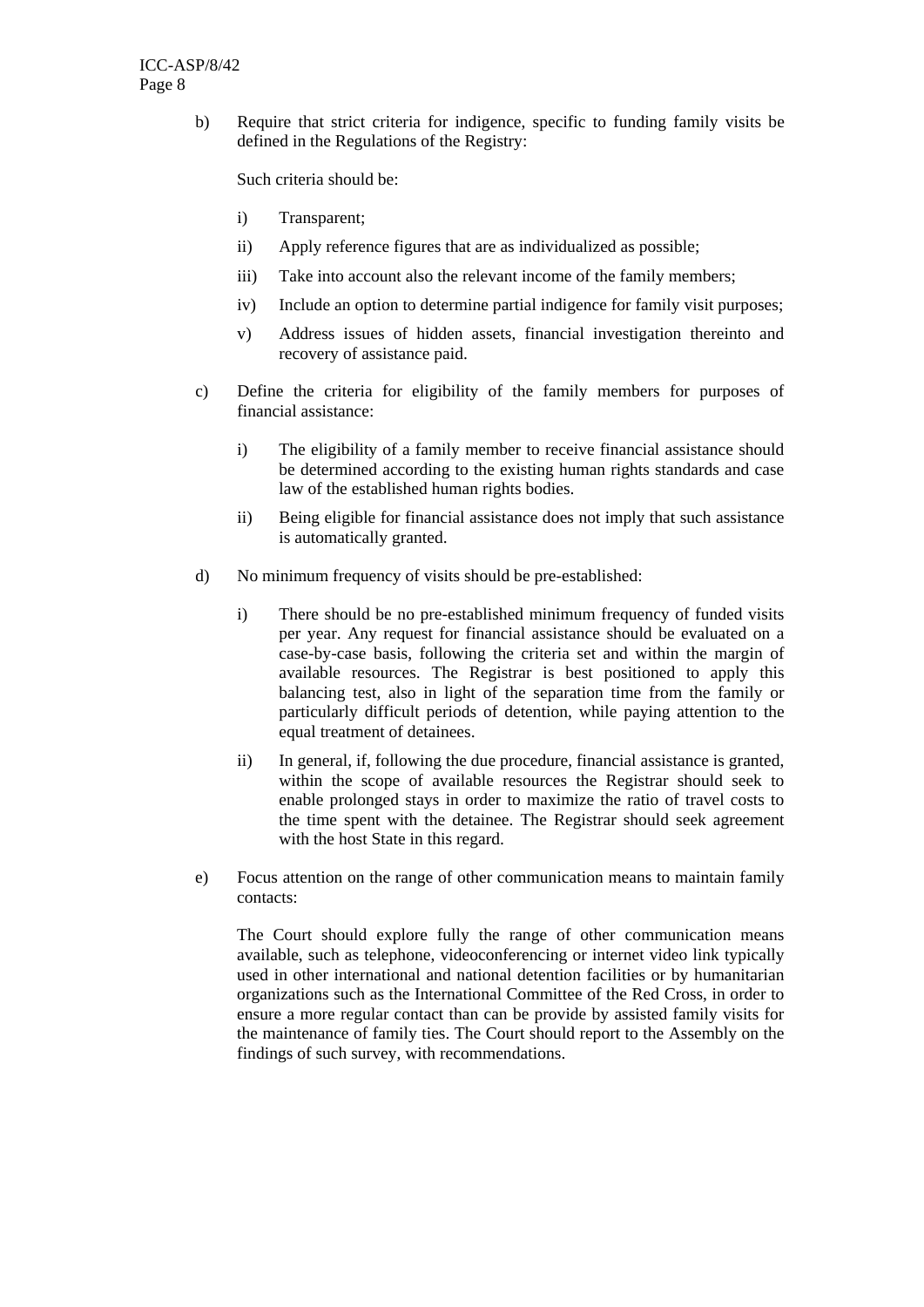b) Require that strict criteria for indigence, specific to funding family visits be defined in the Regulations of the Registry:

   Such criteria should be:

   i) Transparent;

   ii) Apply reference figures that are as individualized as possible;

   iii) Take into account also the relevant income of the family members;

   iv) Include an option to determine partial indigence for family visit purposes;

   v) Address issues of hidden assets, financial investigation thereinto and recovery of assistance paid.

c) Define the criteria for eligibility of the family members for purposes of financial assistance:

   i) The eligibility of a family member to receive financial assistance should be determined according to the existing human rights standards and case law of the established human rights bodies.

   ii) Being eligible for financial assistance does not imply that such assistance is automatically granted.

d) No minimum frequency of visits should be pre-established:

   i) There should be no pre-established minimum frequency of funded visits per year. Any request for financial assistance should be evaluated on a case-by-case basis, following the criteria set and within the margin of available resources. The Registrar is best positioned to apply this balancing test, also in light of the separation time from the family or particularly difficult periods of detention, while paying attention to the equal treatment of detainees.

   ii) In general, if, following the due procedure, financial assistance is granted, within the scope of available resources the Registrar should seek to enable prolonged stays in order to maximize the ratio of travel costs to the time spent with the detainee. The Registrar should seek agreement with the host State in this regard.

e) Focus attention on the range of other communication means to maintain family contacts:

   The Court should explore fully the range of other communication means available, such as telephone, videoconferencing or internet video link typically used in other international and national detention facilities or by humanitarian organizations such as the International Committee of the Red Cross, in order to ensure a more regular contact than can be provide by assisted family visits for the maintenance of family ties. The Court should report to the Assembly on the findings of such survey, with recommendations.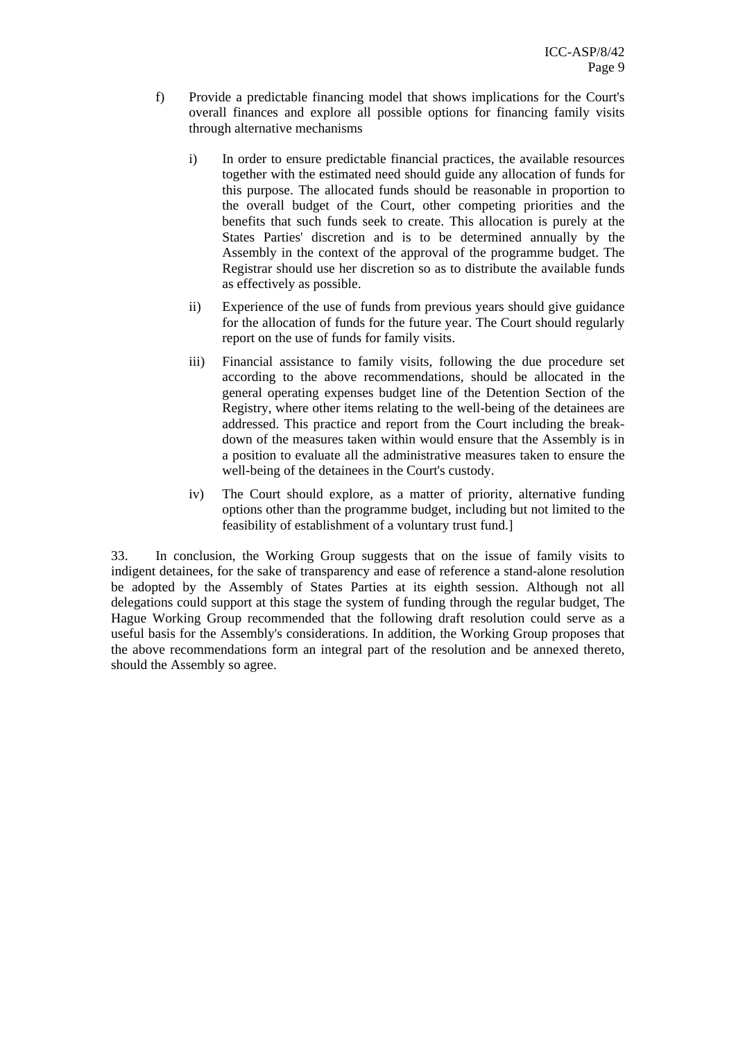f) Provide a predictable financing model that shows implications for the Court's overall finances and explore all possible options for financing family visits through alternative mechanisms

   i) In order to ensure predictable financial practices, the available resources together with the estimated need should guide any allocation of funds for this purpose. The allocated funds should be reasonable in proportion to the overall budget of the Court, other competing priorities and the benefits that such funds seek to create. This allocation is purely at the States Parties' discretion and is to be determined annually by the Assembly in the context of the approval of the programme budget. The Registrar should use her discretion so as to distribute the available funds as effectively as possible.

   ii) Experience of the use of funds from previous years should give guidance for the allocation of funds for the future year. The Court should regularly report on the use of funds for family visits.

   iii) Financial assistance to family visits, following the due procedure set according to the above recommendations, should be allocated in the general operating expenses budget line of the Detention Section of the Registry, where other items relating to the well-being of the detainees are addressed. This practice and report from the Court including the break-down of the measures taken within would ensure that the Assembly is in a position to evaluate all the administrative measures taken to ensure the well-being of the detainees in the Court's custody.

   iv) The Court should explore, as a matter of priority, alternative funding options other than the programme budget, including but not limited to the feasibility of establishment of a voluntary trust fund.]

33. In conclusion, the Working Group suggests that on the issue of family visits to indigent detainees, for the sake of transparency and ease of reference a stand-alone resolution be adopted by the Assembly of States Parties at its eighth session. Although not all delegations could support at this stage the system of funding through the regular budget, The Hague Working Group recommended that the following draft resolution could serve as a useful basis for the Assembly's considerations. In addition, the Working Group proposes that the above recommendations form an integral part of the resolution and be annexed thereto, should the Assembly so agree.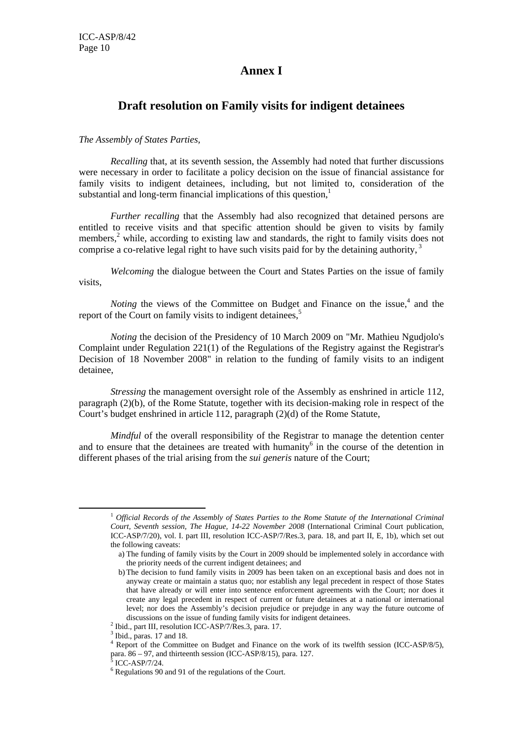# Annex I

## Draft resolution on Family visits for indigent detainees

*The Assembly of States Parties,*

*Recalling* that, at its seventh session, the Assembly had noted that further discussions were necessary in order to facilitate a policy decision on the issue of financial assistance for family visits to indigent detainees, including, but not limited to, consideration of the substantial and long-term financial implications of this question,[1]

*Further recalling* that the Assembly had also recognized that detained persons are entitled to receive visits and that specific attention should be given to visits by family members,[2] while, according to existing law and standards, the right to family visits does not comprise a co-relative legal right to have such visits paid for by the detaining authority,[3]

*Welcoming* the dialogue between the Court and States Parties on the issue of family visits,

*Noting* the views of the Committee on Budget and Finance on the issue,[4] and the report of the Court on family visits to indigent detainees,[5]

*Noting* the decision of the Presidency of 10 March 2009 on "Mr. Mathieu Ngudjolo's Complaint under Regulation 221(1) of the Regulations of the Registry against the Registrar's Decision of 18 November 2008" in relation to the funding of family visits to an indigent detainee,

*Stressing* the management oversight role of the Assembly as enshrined in article 112, paragraph (2)(b), of the Rome Statute, together with its decision-making role in respect of the Court's budget enshrined in article 112, paragraph (2)(d) of the Rome Statute,

*Mindful* of the overall responsibility of the Registrar to manage the detention center and to ensure that the detainees are treated with humanity[6] in the course of the detention in different phases of the trial arising from the *sui generis* nature of the Court;

---

[1] *Official Records of the Assembly of States Parties to the Rome Statute of the International Criminal Court, Seventh session, The Hague, 14-22 November 2008* (International Criminal Court publication, ICC-ASP/7/20), vol. I. part III, resolution ICC-ASP/7/Res.3, para. 18, and part II, E, 1b), which set out the following caveats:

a) The funding of family visits by the Court in 2009 should be implemented solely in accordance with the priority needs of the current indigent detainees; and

b) The decision to fund family visits in 2009 has been taken on an exceptional basis and does not in anyway create or maintain a status quo; nor establish any legal precedent in respect of those States that have already or will enter into sentence enforcement agreements with the Court; nor does it create any legal precedent in respect of current or future detainees at a national or international level; nor does the Assembly's decision prejudice or prejudge in any way the future outcome of discussions on the issue of funding family visits for indigent detainees.

[2] Ibid., part III, resolution ICC-ASP/7/Res.3, para. 17.

[3] Ibid., paras. 17 and 18.

[4] Report of the Committee on Budget and Finance on the work of its twelfth session (ICC-ASP/8/5), para. 86 – 97, and thirteenth session (ICC-ASP/8/15), para. 127.

[5] ICC-ASP/7/24.

[6] Regulations 90 and 91 of the regulations of the Court.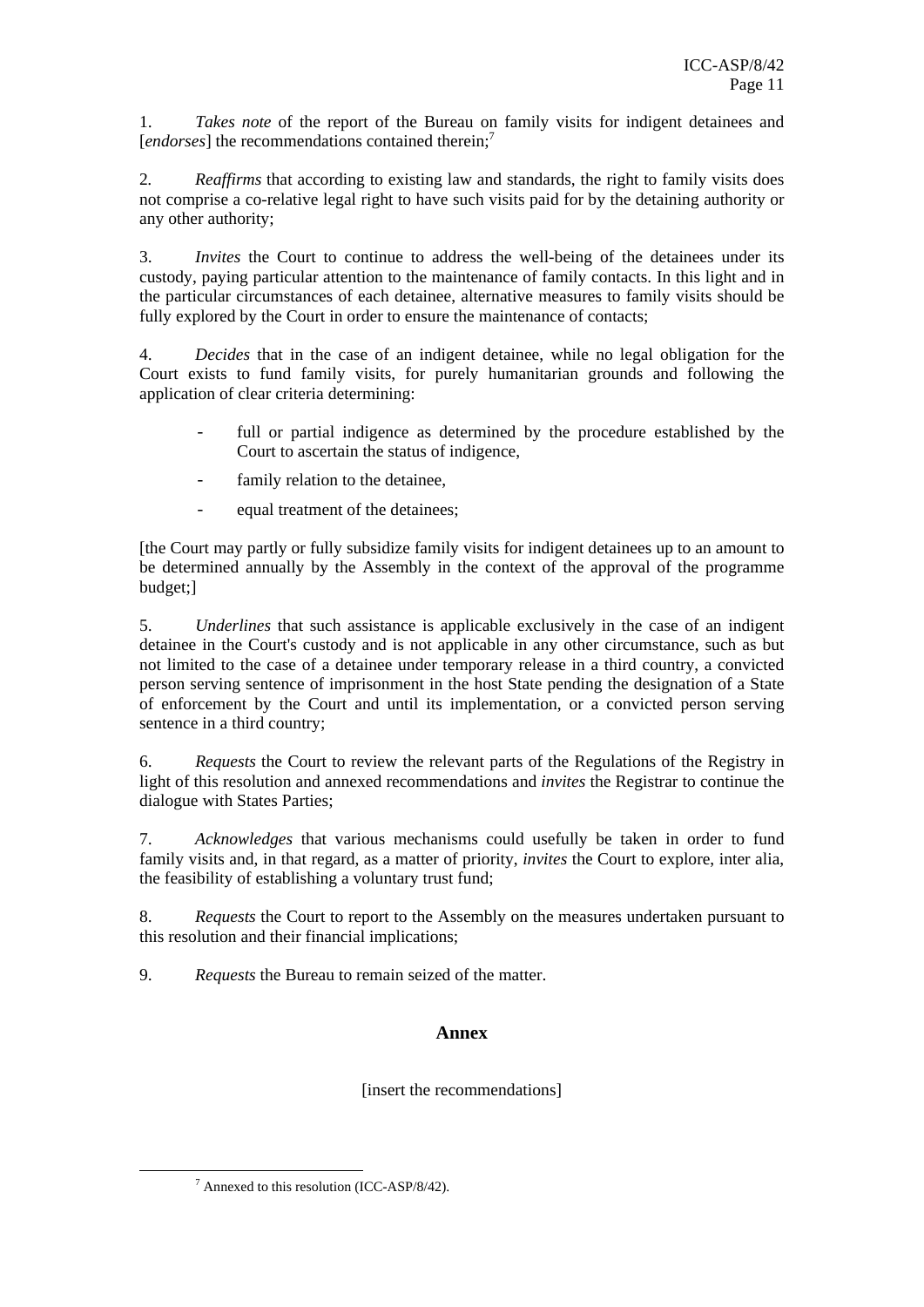1. *Takes note* of the report of the Bureau on family visits for indigent detainees and [*endorses*] the recommendations contained therein;[7]

2. *Reaffirms* that according to existing law and standards, the right to family visits does not comprise a co-relative legal right to have such visits paid for by the detaining authority or any other authority;

3. *Invites* the Court to continue to address the well-being of the detainees under its custody, paying particular attention to the maintenance of family contacts. In this light and in the particular circumstances of each detainee, alternative measures to family visits should be fully explored by the Court in order to ensure the maintenance of contacts;

4. *Decides* that in the case of an indigent detainee, while no legal obligation for the Court exists to fund family visits, for purely humanitarian grounds and following the application of clear criteria determining:

- full or partial indigence as determined by the procedure established by the Court to ascertain the status of indigence,
- family relation to the detainee,
- equal treatment of the detainees;

[the Court may partly or fully subsidize family visits for indigent detainees up to an amount to be determined annually by the Assembly in the context of the approval of the programme budget;]

5. *Underlines* that such assistance is applicable exclusively in the case of an indigent detainee in the Court's custody and is not applicable in any other circumstance, such as but not limited to the case of a detainee under temporary release in a third country, a convicted person serving sentence of imprisonment in the host State pending the designation of a State of enforcement by the Court and until its implementation, or a convicted person serving sentence in a third country;

6. *Requests* the Court to review the relevant parts of the Regulations of the Registry in light of this resolution and annexed recommendations and *invites* the Registrar to continue the dialogue with States Parties;

7. *Acknowledges* that various mechanisms could usefully be taken in order to fund family visits and, in that regard, as a matter of priority, *invites* the Court to explore, inter alia, the feasibility of establishing a voluntary trust fund;

8. *Requests* the Court to report to the Assembly on the measures undertaken pursuant to this resolution and their financial implications;

9. *Requests* the Bureau to remain seized of the matter.

## Annex

[insert the recommendations]

[7] Annexed to this resolution (ICC-ASP/8/42).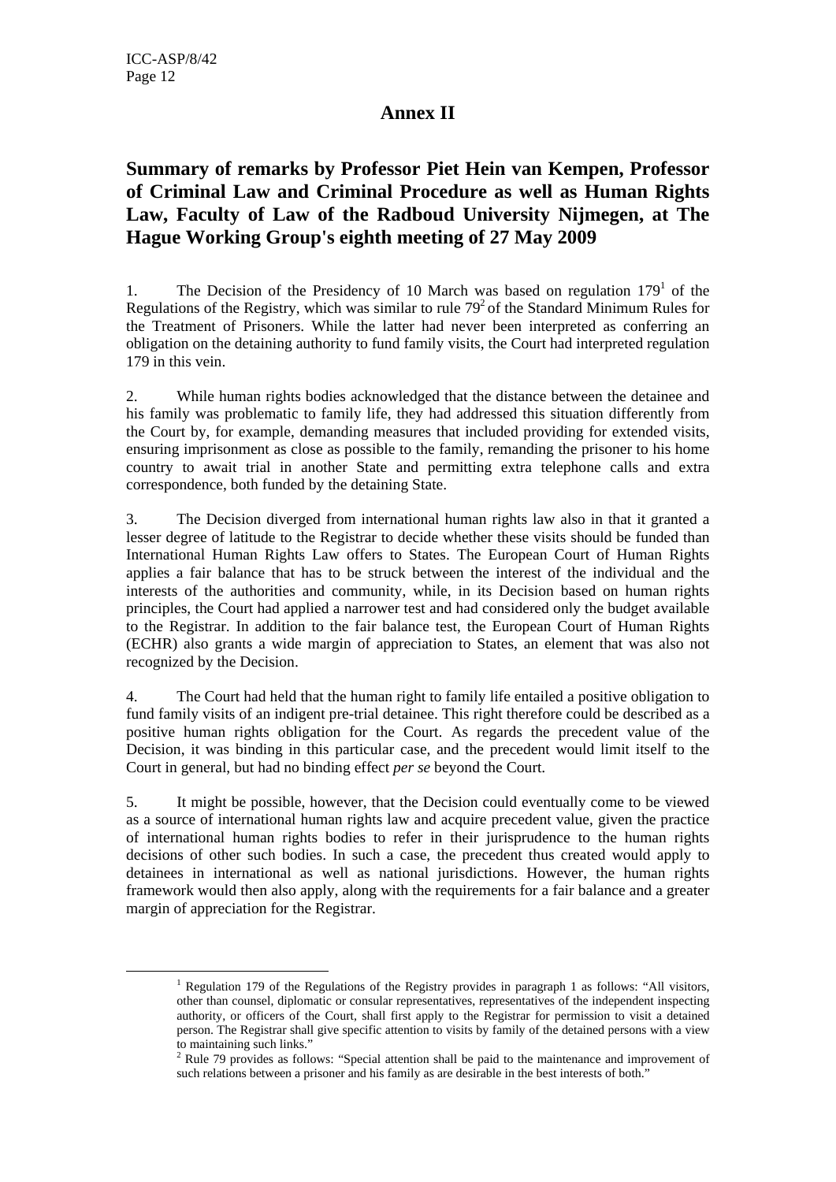# Annex II

## Summary of remarks by Professor Piet Hein van Kempen, Professor of Criminal Law and Criminal Procedure as well as Human Rights Law, Faculty of Law of the Radboud University Nijmegen, at The Hague Working Group's eighth meeting of 27 May 2009

1. The Decision of the Presidency of 10 March was based on regulation 179[1] of the Regulations of the Registry, which was similar to rule 79[2] of the Standard Minimum Rules for the Treatment of Prisoners. While the latter had never been interpreted as conferring an obligation on the detaining authority to fund family visits, the Court had interpreted regulation 179 in this vein.

2. While human rights bodies acknowledged that the distance between the detainee and his family was problematic to family life, they had addressed this situation differently from the Court by, for example, demanding measures that included providing for extended visits, ensuring imprisonment as close as possible to the family, remanding the prisoner to his home country to await trial in another State and permitting extra telephone calls and extra correspondence, both funded by the detaining State.

3. The Decision diverged from international human rights law also in that it granted a lesser degree of latitude to the Registrar to decide whether these visits should be funded than International Human Rights Law offers to States. The European Court of Human Rights applies a fair balance that has to be struck between the interest of the individual and the interests of the authorities and community, while, in its Decision based on human rights principles, the Court had applied a narrower test and had considered only the budget available to the Registrar. In addition to the fair balance test, the European Court of Human Rights (ECHR) also grants a wide margin of appreciation to States, an element that was also not recognized by the Decision.

4. The Court had held that the human right to family life entailed a positive obligation to fund family visits of an indigent pre-trial detainee. This right therefore could be described as a positive human rights obligation for the Court. As regards the precedent value of the Decision, it was binding in this particular case, and the precedent would limit itself to the Court in general, but had no binding effect *per se* beyond the Court.

5. It might be possible, however, that the Decision could eventually come to be viewed as a source of international human rights law and acquire precedent value, given the practice of international human rights bodies to refer in their jurisprudence to the human rights decisions of other such bodies. In such a case, the precedent thus created would apply to detainees in international as well as national jurisdictions. However, the human rights framework would then also apply, along with the requirements for a fair balance and a greater margin of appreciation for the Registrar.

---

[1] Regulation 179 of the Regulations of the Registry provides in paragraph 1 as follows: "All visitors, other than counsel, diplomatic or consular representatives, representatives of the independent inspecting authority, or officers of the Court, shall first apply to the Registrar for permission to visit a detained person. The Registrar shall give specific attention to visits by family of the detained persons with a view to maintaining such links."

[2] Rule 79 provides as follows: "Special attention shall be paid to the maintenance and improvement of such relations between a prisoner and his family as are desirable in the best interests of both."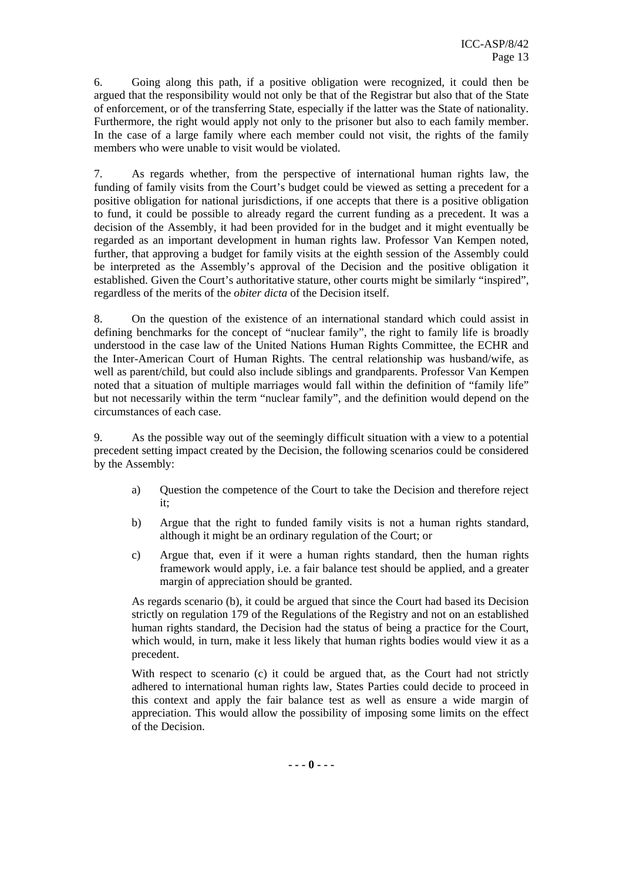6. Going along this path, if a positive obligation were recognized, it could then be argued that the responsibility would not only be that of the Registrar but also that of the State of enforcement, or of the transferring State, especially if the latter was the State of nationality. Furthermore, the right would apply not only to the prisoner but also to each family member. In the case of a large family where each member could not visit, the rights of the family members who were unable to visit would be violated.

7. As regards whether, from the perspective of international human rights law, the funding of family visits from the Court's budget could be viewed as setting a precedent for a positive obligation for national jurisdictions, if one accepts that there is a positive obligation to fund, it could be possible to already regard the current funding as a precedent. It was a decision of the Assembly, it had been provided for in the budget and it might eventually be regarded as an important development in human rights law. Professor Van Kempen noted, further, that approving a budget for family visits at the eighth session of the Assembly could be interpreted as the Assembly's approval of the Decision and the positive obligation it established. Given the Court's authoritative stature, other courts might be similarly "inspired", regardless of the merits of the *obiter dicta* of the Decision itself.

8. On the question of the existence of an international standard which could assist in defining benchmarks for the concept of "nuclear family", the right to family life is broadly understood in the case law of the United Nations Human Rights Committee, the ECHR and the Inter-American Court of Human Rights. The central relationship was husband/wife, as well as parent/child, but could also include siblings and grandparents. Professor Van Kempen noted that a situation of multiple marriages would fall within the definition of "family life" but not necessarily within the term "nuclear family", and the definition would depend on the circumstances of each case.

9. As the possible way out of the seemingly difficult situation with a view to a potential precedent setting impact created by the Decision, the following scenarios could be considered by the Assembly:

a) Question the competence of the Court to take the Decision and therefore reject it;

b) Argue that the right to funded family visits is not a human rights standard, although it might be an ordinary regulation of the Court; or

c) Argue that, even if it were a human rights standard, then the human rights framework would apply, i.e. a fair balance test should be applied, and a greater margin of appreciation should be granted.

As regards scenario (b), it could be argued that since the Court had based its Decision strictly on regulation 179 of the Regulations of the Registry and not on an established human rights standard, the Decision had the status of being a practice for the Court, which would, in turn, make it less likely that human rights bodies would view it as a precedent.

With respect to scenario (c) it could be argued that, as the Court had not strictly adhered to international human rights law, States Parties could decide to proceed in this context and apply the fair balance test as well as ensure a wide margin of appreciation. This would allow the possibility of imposing some limits on the effect of the Decision.

**- - - 0 - - -**